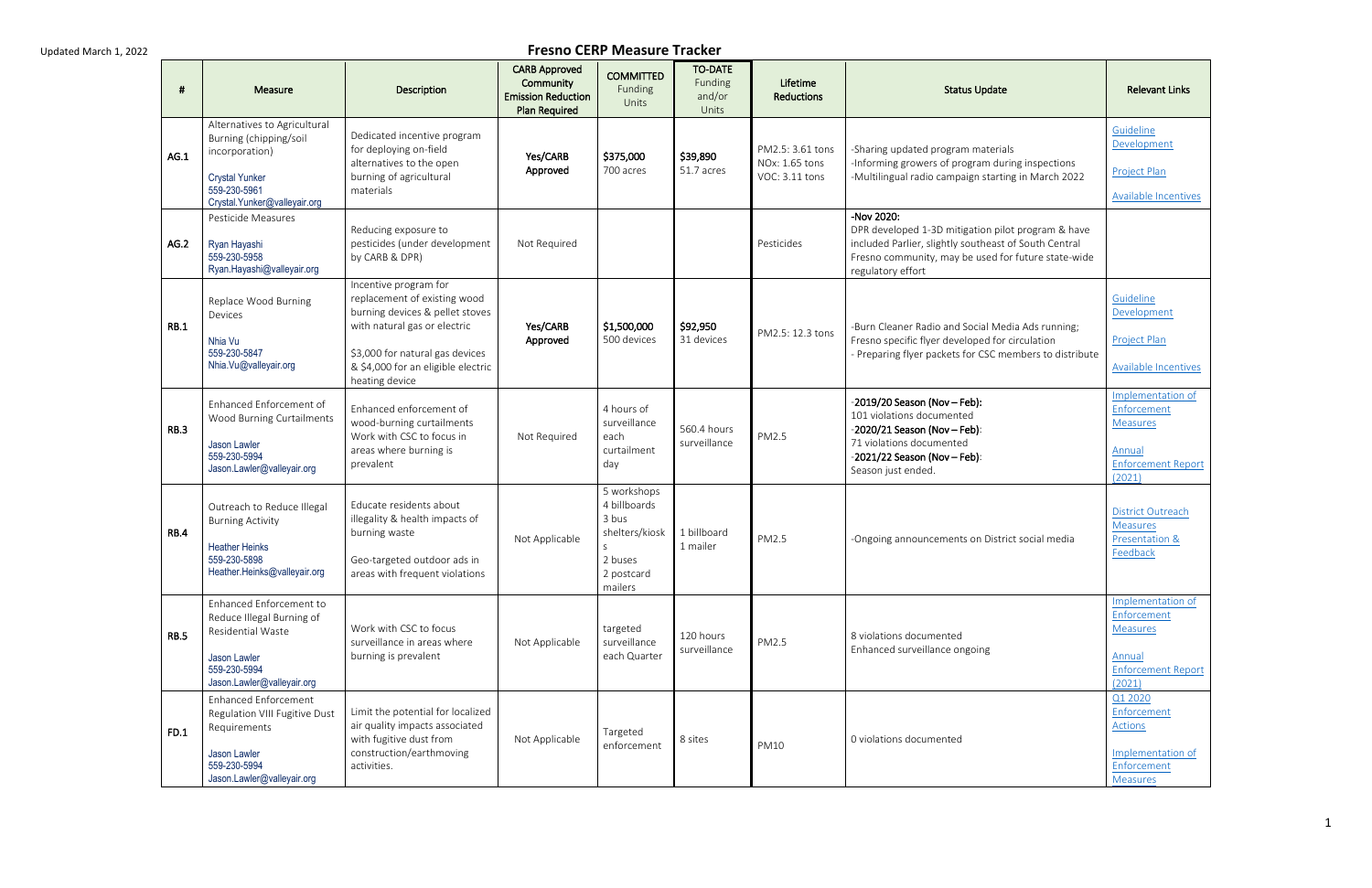Updated March 1, 2022

# Fresno CERP Measure Tracker

| # | Measure | Description | CARB Approved Community Emission Reduction Plan Required | COMMITTED Funding Units | TO-DATE Funding and/or Units | Lifetime Reductions | Status Update | Relevant Links |
|---|---|---|---|---|---|---|---|---|
| AG.1 | Alternatives to Agricultural Burning (chipping/soil incorporation)<br>Crystal Yunker<br>559-230-5961<br>Crystal.Yunker@valleyair.org | Dedicated incentive program for deploying on-field alternatives to the open burning of agricultural materials | Yes/CARB Approved | $375,000<br>700 acres | $39,890<br>51.7 acres | PM2.5: 3.61 tons<br>NOx: 1.65 tons<br>VOC: 3.11 tons | -Sharing updated program materials<br>-Informing growers of program during inspections<br>-Multilingual radio campaign starting in March 2022 | Guideline Development<br>Project Plan<br>Available Incentives |
| AG.2 | Pesticide Measures<br>Ryan Hayashi<br>559-230-5958<br>Ryan.Hayashi@valleyair.org | Reducing exposure to pesticides (under development by CARB & DPR) | Not Required | | | Pesticides | -Nov 2020:<br>DPR developed 1-3D mitigation pilot program & have included Parlier, slightly southeast of South Central Fresno community, may be used for future state-wide regulatory effort | |
| RB.1 | Replace Wood Burning Devices<br>Nhia Vu<br>559-230-5847<br>Nhia.Vu@valleyair.org | Incentive program for replacement of existing wood burning devices & pellet stoves with natural gas or electric<br>$3,000 for natural gas devices & $4,000 for an eligible electric heating device | Yes/CARB Approved | $1,500,000<br>500 devices | $92,950<br>31 devices | PM2.5: 12.3 tons | -Burn Cleaner Radio and Social Media Ads running; Fresno specific flyer developed for circulation<br>- Preparing flyer packets for CSC members to distribute | Guideline Development<br>Project Plan<br>Available Incentives |
| RB.3 | Enhanced Enforcement of Wood Burning Curtailments<br>Jason Lawler<br>559-230-5994<br>Jason.Lawler@valleyair.org | Enhanced enforcement of wood-burning curtailments Work with CSC to focus in areas where burning is prevalent | Not Required | 4 hours of surveillance each curtailment day | 560.4 hours surveillance | PM2.5 | -2019/20 Season (Nov – Feb):<br>101 violations documented<br>-2020/21 Season (Nov – Feb):<br>71 violations documented<br>-2021/22 Season (Nov – Feb):<br>Season just ended. | Implementation of Enforcement Measures<br>Annual Enforcement Report (2021) |
| RB.4 | Outreach to Reduce Illegal Burning Activity<br>Heather Heinks<br>559-230-5898<br>Heather.Heinks@valleyair.org | Educate residents about illegality & health impacts of burning waste<br>Geo-targeted outdoor ads in areas with frequent violations | Not Applicable | 5 workshops<br>4 billboards<br>3 bus shelters/kiosks<br>2 buses<br>2 postcard mailers | 1 billboard<br>1 mailer | PM2.5 | -Ongoing announcements on District social media | District Outreach Measures Presentation & Feedback |
| RB.5 | Enhanced Enforcement to Reduce Illegal Burning of Residential Waste<br>Jason Lawler<br>559-230-5994<br>Jason.Lawler@valleyair.org | Work with CSC to focus surveillance in areas where burning is prevalent | Not Applicable | targeted surveillance each Quarter | 120 hours surveillance | PM2.5 | 8 violations documented<br>Enhanced surveillance ongoing | Implementation of Enforcement Measures<br>Annual Enforcement Report (2021) |
| FD.1 | Enhanced Enforcement Regulation VIII Fugitive Dust Requirements<br>Jason Lawler<br>559-230-5994<br>Jason.Lawler@valleyair.org | Limit the potential for localized air quality impacts associated with fugitive dust from construction/earthmoving activities. | Not Applicable | Targeted enforcement | 8 sites | PM10 | 0 violations documented | Q1 2020 Enforcement Actions<br>Implementation of Enforcement Measures |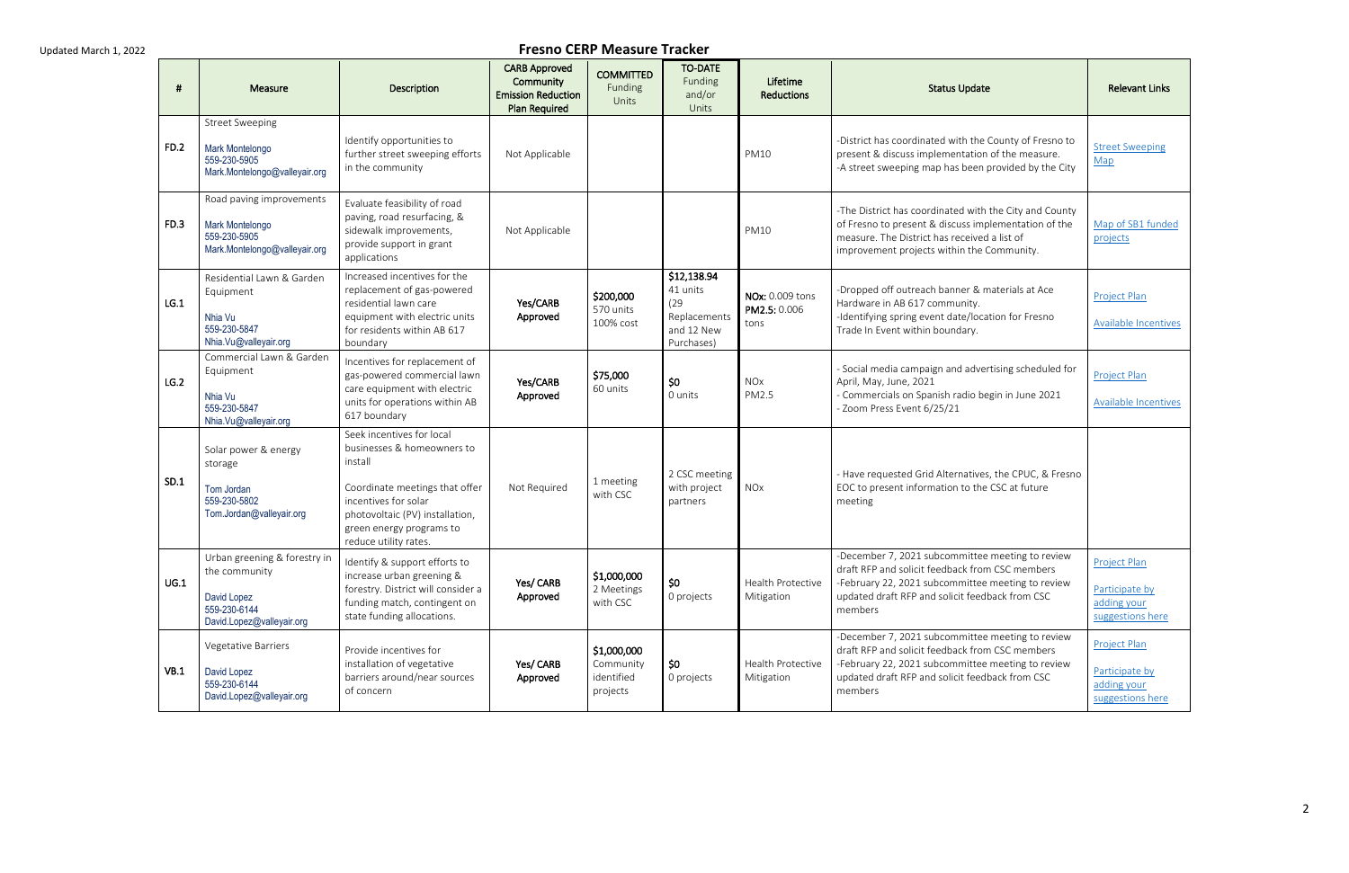Updated March 1, 2022

# Fresno CERP Measure Tracker

| # | Measure | Description | CARB Approved Community Emission Reduction Plan Required | COMMITTED Funding Units | TO-DATE Funding and/or Units | Lifetime Reductions | Status Update | Relevant Links |
|---|---|---|---|---|---|---|---|---|
| FD.2 | Street Sweeping<br>Mark Montelongo<br>559-230-5905<br>Mark.Montelongo@valleyair.org | Identify opportunities to further street sweeping efforts in the community | Not Applicable | | | PM10 | -District has coordinated with the County of Fresno to present & discuss implementation of the measure.<br>-A street sweeping map has been provided by the City | Street Sweeping Map |
| FD.3 | Road paving improvements<br>Mark Montelongo<br>559-230-5905<br>Mark.Montelongo@valleyair.org | Evaluate feasibility of road paving, road resurfacing, & sidewalk improvements, provide support in grant applications | Not Applicable | | | PM10 | -The District has coordinated with the City and County of Fresno to present & discuss implementation of the measure. The District has received a list of improvement projects within the Community. | Map of SB1 funded projects |
| LG.1 | Residential Lawn & Garden Equipment<br>Nhia Vu<br>559-230-5847<br>Nhia.Vu@valleyair.org | Increased incentives for the replacement of gas-powered residential lawn care equipment with electric units for residents within AB 617 boundary | **Yes/CARB Approved** | **$200,000**<br>570 units<br>100% cost | **$12,138.94**<br>41 units (29 Replacements and 12 New Purchases) | **NOx:** 0.009 tons<br>**PM2.5:** 0.006 tons | -Dropped off outreach banner & materials at Ace Hardware in AB 617 community.<br>-Identifying spring event date/location for Fresno Trade In Event within boundary. | Project Plan<br>Available Incentives |
| LG.2 | Commercial Lawn & Garden Equipment<br>Nhia Vu<br>559-230-5847<br>Nhia.Vu@valleyair.org | Incentives for replacement of gas-powered commercial lawn care equipment with electric units for operations within AB 617 boundary | **Yes/CARB Approved** | **$75,000**<br>60 units | **$0**<br>0 units | NOx<br>PM2.5 | - Social media campaign and advertising scheduled for April, May, June, 2021<br>- Commercials on Spanish radio begin in June 2021<br>- Zoom Press Event 6/25/21 | Project Plan<br>Available Incentives |
| SD.1 | Solar power & energy storage<br>Tom Jordan<br>559-230-5802<br>Tom.Jordan@valleyair.org | Seek incentives for local businesses & homeowners to install<br><br>Coordinate meetings that offer incentives for solar photovoltaic (PV) installation, green energy programs to reduce utility rates. | Not Required | 1 meeting with CSC | 2 CSC meeting with project partners | NOx | - Have requested Grid Alternatives, the CPUC, & Fresno EOC to present information to the CSC at future meeting | |
| UG.1 | Urban greening & forestry in the community<br>David Lopez<br>559-230-6144<br>David.Lopez@valleyair.org | Identify & support efforts to increase urban greening & forestry. District will consider a funding match, contingent on state funding allocations. | **Yes/ CARB Approved** | **$1,000,000**<br>2 Meetings with CSC | **$0**<br>0 projects | Health Protective Mitigation | -December 7, 2021 subcommittee meeting to review draft RFP and solicit feedback from CSC members<br>-February 22, 2021 subcommittee meeting to review updated draft RFP and solicit feedback from CSC members | Project Plan<br>Participate by adding your suggestions here |
| VB.1 | Vegetative Barriers<br>David Lopez<br>559-230-6144<br>David.Lopez@valleyair.org | Provide incentives for installation of vegetative barriers around/near sources of concern | **Yes/ CARB Approved** | **$1,000,000**<br>Community identified projects | **$0**<br>0 projects | Health Protective Mitigation | -December 7, 2021 subcommittee meeting to review draft RFP and solicit feedback from CSC members<br>-February 22, 2021 subcommittee meeting to review updated draft RFP and solicit feedback from CSC members | Project Plan<br>Participate by adding your suggestions here |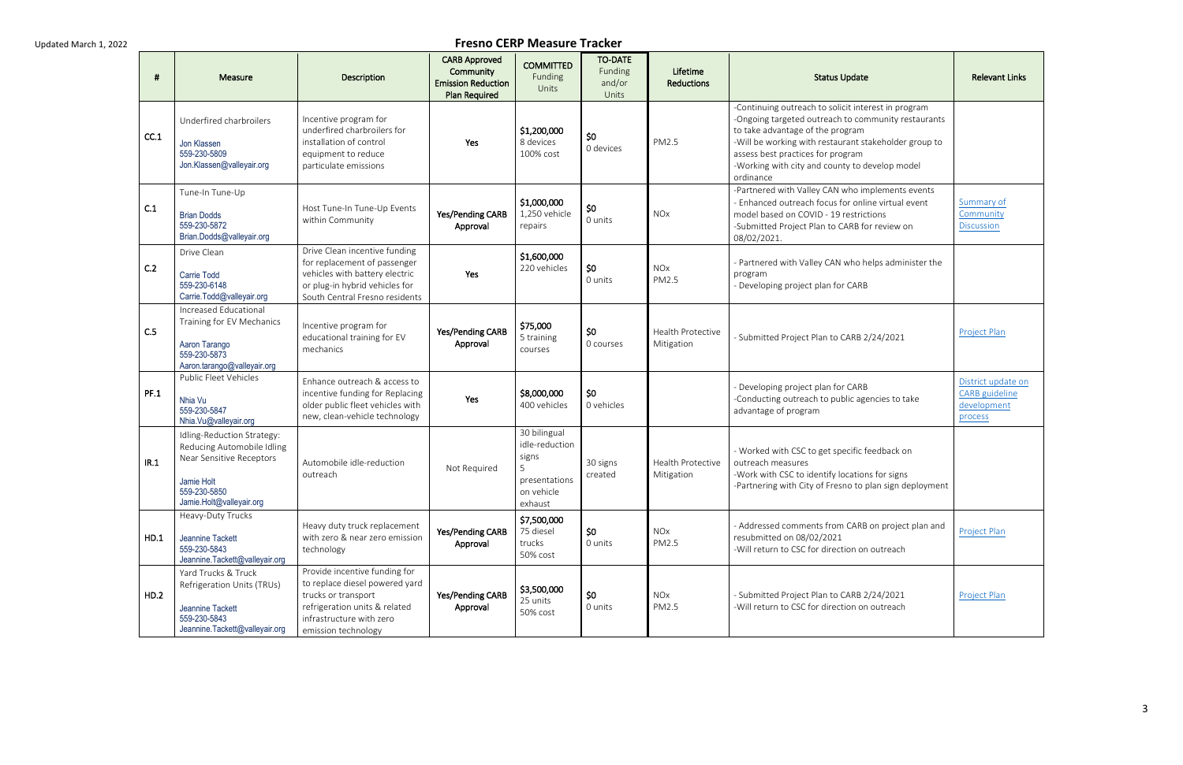Updated March 1, 2022

# Fresno CERP Measure Tracker

| # | Measure | Description | CARB Approved Community Emission Reduction Plan Required | COMMITTED Funding and/or Units | TO-DATE Funding and/or Units | Lifetime Reductions | Status Update | Relevant Links |
|---|---|---|---|---|---|---|---|---|
| CC.1 | Underfired charbroilers<br>Jon Klassen<br>559-230-5809<br>Jon.Klassen@valleyair.org | Incentive program for underfired charbroilers for installation of control equipment to reduce particulate emissions | Yes | **$1,200,000**<br>8 devices<br>100% cost | **$0**<br>0 devices | PM2.5 | -Continuing outreach to solicit interest in program<br>-Ongoing targeted outreach to community restaurants to take advantage of the program<br>-Will be working with restaurant stakeholder group to assess best practices for program<br>-Working with city and county to develop model ordinance | |
| C.1 | Tune-In Tune-Up<br>Brian Dodds<br>559-230-5872<br>Brian.Dodds@valleyair.org | Host Tune-In Tune-Up Events within Community | Yes/Pending CARB Approval | **$1,000,000**<br>1,250 vehicle repairs | **$0**<br>0 units | NOx | -Partnered with Valley CAN who implements events<br>- Enhanced outreach focus for online virtual event model based on COVID - 19 restrictions<br>-Submitted Project Plan to CARB for review on 08/02/2021. | Summary of Community Discussion |
| C.2 | Drive Clean<br>Carrie Todd<br>559-230-6148<br>Carrie.Todd@valleyair.org | Drive Clean incentive funding for replacement of passenger vehicles with battery electric or plug-in hybrid vehicles for South Central Fresno residents | Yes | **$1,600,000**<br>220 vehicles | **$0**<br>0 units | NOx<br>PM2.5 | - Partnered with Valley CAN who helps administer the program<br>- Developing project plan for CARB | |
| C.5 | Increased Educational Training for EV Mechanics<br>Aaron Tarango<br>559-230-5873<br>Aaron.tarango@valleyair.org | Incentive program for educational training for EV mechanics | Yes/Pending CARB Approval | **$75,000**<br>5 training courses | **$0**<br>0 courses | Health Protective Mitigation | - Submitted Project Plan to CARB 2/24/2021 | Project Plan |
| PF.1 | Public Fleet Vehicles<br>Nhia Vu<br>559-230-5847<br>Nhia.Vu@valleyair.org | Enhance outreach & access to incentive funding for Replacing older public fleet vehicles with new, clean-vehicle technology | Yes | **$8,000,000**<br>400 vehicles | **$0**<br>0 vehicles | | - Developing project plan for CARB<br>-Conducting outreach to public agencies to take advantage of program | District update on CARB guideline development process |
| IR.1 | Idling-Reduction Strategy: Reducing Automobile Idling Near Sensitive Receptors<br>Jamie Holt<br>559-230-5850<br>Jamie.Holt@valleyair.org | Automobile idle-reduction outreach | Not Required | 30 bilingual idle-reduction signs<br>5 presentations on vehicle exhaust | 30 signs created | Health Protective Mitigation | - Worked with CSC to get specific feedback on outreach measures<br>-Work with CSC to identify locations for signs<br>-Partnering with City of Fresno to plan sign deployment | |
| HD.1 | Heavy-Duty Trucks<br>Jeannine Tackett<br>559-230-5843<br>Jeannine.Tackett@valleyair.org | Heavy duty truck replacement with zero & near zero emission technology | Yes/Pending CARB Approval | **$7,500,000**<br>75 diesel trucks<br>50% cost | **$0**<br>0 units | NOx<br>PM2.5 | - Addressed comments from CARB on project plan and resubmitted on 08/02/2021<br>-Will return to CSC for direction on outreach | Project Plan |
| HD.2 | Yard Trucks & Truck Refrigeration Units (TRUs)<br>Jeannine Tackett<br>559-230-5843<br>Jeannine.Tackett@valleyair.org | Provide incentive funding for to replace diesel powered yard trucks or transport refrigeration units & related infrastructure with zero emission technology | Yes/Pending CARB Approval | **$3,500,000**<br>25 units<br>50% cost | **$0**<br>0 units | NOx<br>PM2.5 | - Submitted Project Plan to CARB 2/24/2021<br>-Will return to CSC for direction on outreach | Project Plan |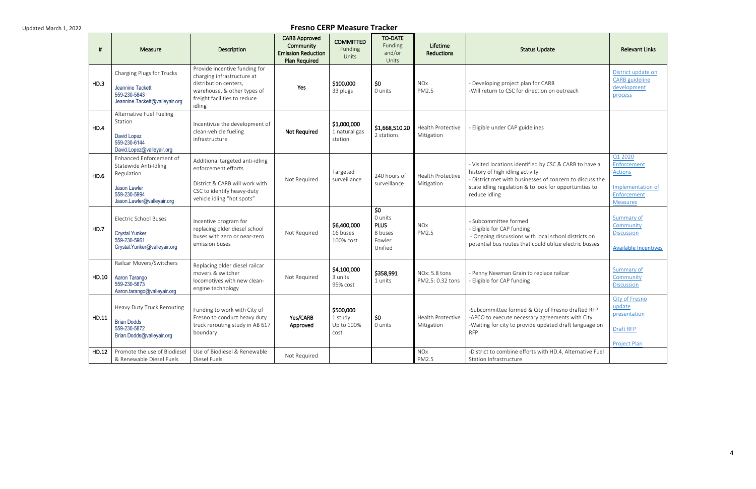Updated March 1, 2022

## Fresno CERP Measure Tracker

| # | Measure | Description | CARB Approved Community Emission Reduction Plan Required | COMMITTED Funding Units | TO-DATE Funding and/or Units | Lifetime Reductions | Status Update | Relevant Links |
|---|---|---|---|---|---|---|---|---|
| HD.3 | Charging Plugs for Trucks<br>Jeannine Tackett<br>559-230-5843<br>Jeannine.Tackett@valleyair.org | Provide incentive funding for charging infrastructure at distribution centers, warehouse, & other types of freight facilities to reduce idling | Yes | $100,000<br>33 plugs | $0<br>0 units | NOx<br>PM2.5 | - Developing project plan for CARB<br>-Will return to CSC for direction on outreach | District update on CARB guideline development process |
| HD.4 | Alternative Fuel Fueling Station<br>David Lopez<br>559-230-6144<br>David.Lopez@valleyair.org | Incentivize the development of clean-vehicle fueling infrastructure | Not Required | $1,000,000<br>1 natural gas station | $1,668,510.20<br>2 stations | Health Protective Mitigation | - Eligible under CAP guidelines | |
| HD.6 | Enhanced Enforcement of Statewide Anti-Idling Regulation<br>Jason Lawler<br>559-230-5994<br>Jason.Lawler@valleyair.org | Additional targeted anti-idling enforcement efforts<br>District & CARB will work with CSC to identify heavy-duty vehicle idling "hot spots" | Not Required | Targeted surveillance | 240 hours of surveillance | Health Protective Mitigation | - Visited locations identified by CSC & CARB to have a history of high idling activity<br>- District met with businesses of concern to discuss the state idling regulation & to look for opportunities to reduce idling | Q1 2020 Enforcement Actions<br>Implementation of Enforcement Measures |
| HD.7 | Electric School Buses<br>Crystal Yunker<br>559-230-5961<br>Crystal.Yunker@valleyair.org | Incentive program for replacing older diesel school buses with zero or near-zero emission buses | Not Required | $6,400,000<br>16 buses<br>100% cost | $0<br>0 units<br>**PLUS**<br>8 buses<br>Fowler Unified | NOx<br>PM2.5 | - Subcommittee formed<br>- Eligible for CAP funding<br>- Ongoing discussions with local school districts on potential bus routes that could utilize electric busses | Summary of Community Discussion<br>Available Incentives |
| HD.10 | Railcar Movers/Switchers<br>Aaron Tarango<br>559-230-5873<br>Aaron.tarango@valleyair.org | Replacing older diesel railcar movers & switcher locomotives with new clean-engine technology | Not Required | $4,100,000<br>3 units<br>95% cost | $358,991<br>1 units | NOx: 5.8 tons<br>PM2.5: 0.32 tons | - Penny Newman Grain to replace railcar<br>- Eligible for CAP funding | Summary of Community Discussion |
| HD.11 | Heavy Duty Truck Rerouting<br>Brian Dodds<br>559-230-5872<br>Brian.Dodds@valleyair.org | Funding to work with City of Fresno to conduct heavy duty truck rerouting study in AB 617 boundary | Yes/CARB Approved | $500,000<br>1 study<br>Up to 100% cost | $0<br>0 units | Health Protective Mitigation | -Subcommittee formed & City of Fresno drafted RFP<br>-APCO to execute necessary agreements with City<br>-Waiting for city to provide updated draft language on RFP | City of Fresno update presentation<br>Draft RFP<br>Project Plan |
| HD.12 | Promote the use of Biodiesel & Renewable Diesel Fuels | Use of Biodiesel & Renewable Diesel Fuels | Not Required | | | NOx<br>PM2.5 | -District to combine efforts with HD.4, Alternative Fuel Station Infrastructure | |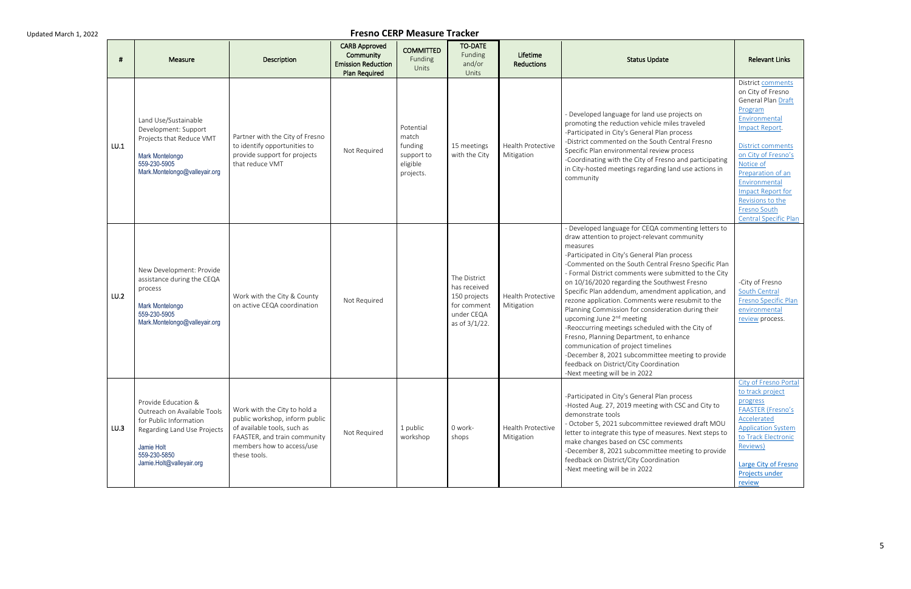Updated March 1, 2022

# Fresno CERP Measure Tracker

| # | Measure | Description | CARB Approved Community Emission Reduction Plan Required | COMMITTED Funding Units | TO-DATE Funding and/or Units | Lifetime Reductions | Status Update | Relevant Links |
|---|---|---|---|---|---|---|---|---|
| LU.1 | Land Use/Sustainable Development: Support Projects that Reduce VMT<br>Mark Montelongo<br>559-230-5905<br>Mark.Montelongo@valleyair.org | Partner with the City of Fresno to identify opportunities to provide support for projects that reduce VMT | Not Required | Potential match funding support to eligible projects. | 15 meetings with the City | Health Protective Mitigation | - Developed language for land use projects on promoting the reduction vehicle miles traveled<br>-Participated in City's General Plan process<br>-District commented on the South Central Fresno Specific Plan environmental review process<br>-Coordinating with the City of Fresno and participating in City-hosted meetings regarding land use actions in community | District comments on City of Fresno General Plan Draft Program Environmental Impact Report.<br><br>District comments on City of Fresno's Notice of Preparation of an Environmental Impact Report for Revisions to the Fresno South Central Specific Plan |
| LU.2 | New Development: Provide assistance during the CEQA process<br>Mark Montelongo<br>559-230-5905<br>Mark.Montelongo@valleyair.org | Work with the City & County on active CEQA coordination | Not Required | | The District has received 150 projects for comment under CEQA as of 3/1/22. | Health Protective Mitigation | - Developed language for CEQA commenting letters to draw attention to project-relevant community measures<br>-Participated in City's General Plan process<br>-Commented on the South Central Fresno Specific Plan<br>- Formal District comments were submitted to the City on 10/16/2020 regarding the Southwest Fresno Specific Plan addendum, amendment application, and rezone application. Comments were resubmit to the Planning Commission for consideration during their upcoming June 2nd meeting<br>-Reoccurring meetings scheduled with the City of Fresno, Planning Department, to enhance communication of project timelines<br>-December 8, 2021 subcommittee meeting to provide feedback on District/City Coordination<br>-Next meeting will be in 2022 | -City of Fresno South Central Fresno Specific Plan environmental review process. |
| LU.3 | Provide Education & Outreach on Available Tools for Public Information Regarding Land Use Projects<br>Jamie Holt<br>559-230-5850<br>Jamie.Holt@valleyair.org | Work with the City to hold a public workshop, inform public of available tools, such as FAASTER, and train community members how to access/use these tools. | Not Required | 1 public workshop | 0 work-shops | Health Protective Mitigation | -Participated in City's General Plan process<br>-Hosted Aug. 27, 2019 meeting with CSC and City to demonstrate tools<br>- October 5, 2021 subcommittee reviewed draft MOU letter to integrate this type of measures. Next steps to make changes based on CSC comments<br>-December 8, 2021 subcommittee meeting to provide feedback on District/City Coordination<br>-Next meeting will be in 2022 | City of Fresno Portal to track project progress<br>FAASTER (Fresno's Accelerated Application System to Track Electronic Reviews)<br><br>Large City of Fresno Projects under review |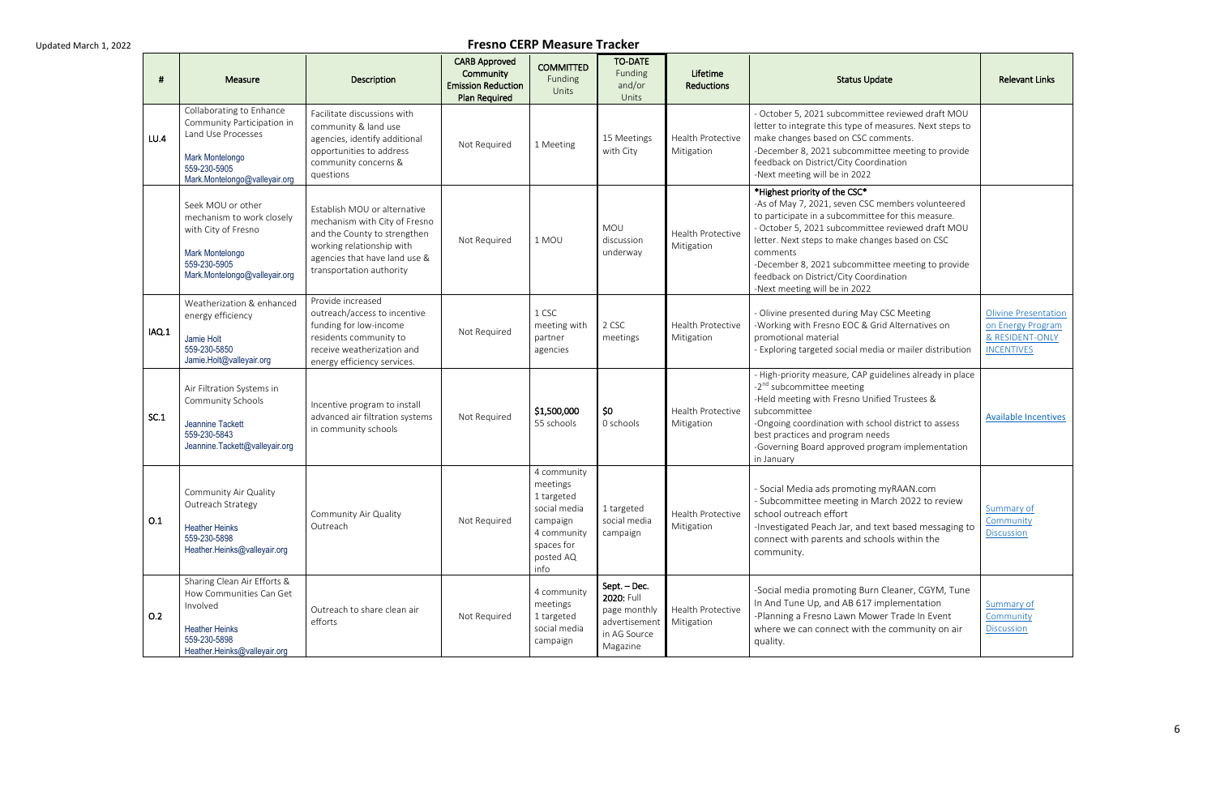Updated March 1, 2022

# Fresno CERP Measure Tracker

| # | Measure | Description | CARB Approved Community Emission Reduction Plan Required | COMMITTED Funding Units | TO-DATE Funding and/or Units | Lifetime Reductions | Status Update | Relevant Links |
|---|---|---|---|---|---|---|---|---|
| LU.4 | Collaborating to Enhance Community Participation in Land Use Processes<br>Mark Montelongo<br>559-230-5905<br>Mark.Montelongo@valleyair.org | Facilitate discussions with community & land use agencies, identify additional opportunities to address community concerns & questions | Not Required | 1 Meeting | 15 Meetings with City | Health Protective Mitigation | - October 5, 2021 subcommittee reviewed draft MOU letter to integrate this type of measures. Next steps to make changes based on CSC comments.<br>-December 8, 2021 subcommittee meeting to provide feedback on District/City Coordination<br>-Next meeting will be in 2022 | |
| | Seek MOU or other mechanism to work closely with City of Fresno<br>Mark Montelongo<br>559-230-5905<br>Mark.Montelongo@valleyair.org | Establish MOU or alternative mechanism with City of Fresno and the County to strengthen working relationship with agencies that have land use & transportation authority | Not Required | 1 MOU | MOU discussion underway | Health Protective Mitigation | **\*Highest priority of the CSC\***<br>-As of May 7, 2021, seven CSC members volunteered to participate in a subcommittee for this measure.<br>- October 5, 2021 subcommittee reviewed draft MOU letter. Next steps to make changes based on CSC comments<br>-December 8, 2021 subcommittee meeting to provide feedback on District/City Coordination<br>-Next meeting will be in 2022 | |
| IAQ.1 | Weatherization & enhanced energy efficiency<br>Jamie Holt<br>559-230-5850<br>Jamie.Holt@valleyair.org | Provide increased outreach/access to incentive funding for low-income residents community to receive weatherization and energy efficiency services. | Not Required | 1 CSC meeting with partner agencies | 2 CSC meetings | Health Protective Mitigation | - Olivine presented during May CSC Meeting<br>-Working with Fresno EOC & Grid Alternatives on promotional material<br>- Exploring targeted social media or mailer distribution | Olivine Presentation on Energy Program & RESIDENT-ONLY INCENTIVES |
| SC.1 | Air Filtration Systems in Community Schools<br>Jeannine Tackett<br>559-230-5843<br>Jeannine.Tackett@valleyair.org | Incentive program to install advanced air filtration systems in community schools | Not Required | **$1,500,000**<br>55 schools | **$0**<br>0 schools | Health Protective Mitigation | - High-priority measure, CAP guidelines already in place<br>-2nd subcommittee meeting<br>-Held meeting with Fresno Unified Trustees & subcommittee<br>-Ongoing coordination with school district to assess best practices and program needs<br>-Governing Board approved program implementation in January | Available Incentives |
| O.1 | Community Air Quality Outreach Strategy<br>Heather Heinks<br>559-230-5898<br>Heather.Heinks@valleyair.org | Community Air Quality Outreach | Not Required | 4 community meetings<br>1 targeted social media campaign<br>4 community spaces for posted AQ info | 1 targeted social media campaign | Health Protective Mitigation | - Social Media ads promoting myRAAN.com<br>- Subcommittee meeting in March 2022 to review school outreach effort<br>-Investigated Peach Jar, and text based messaging to connect with parents and schools within the community. | Summary of Community Discussion |
| O.2 | Sharing Clean Air Efforts & How Communities Can Get Involved<br>Heather Heinks<br>559-230-5898<br>Heather.Heinks@valleyair.org | Outreach to share clean air efforts | Not Required | 4 community meetings<br>1 targeted social media campaign | **Sept. – Dec. 2020:** Full page monthly advertisement in AG Source Magazine | Health Protective Mitigation | -Social media promoting Burn Cleaner, CGYM, Tune In And Tune Up, and AB 617 implementation<br>-Planning a Fresno Lawn Mower Trade In Event where we can connect with the community on air quality. | Summary of Community Discussion |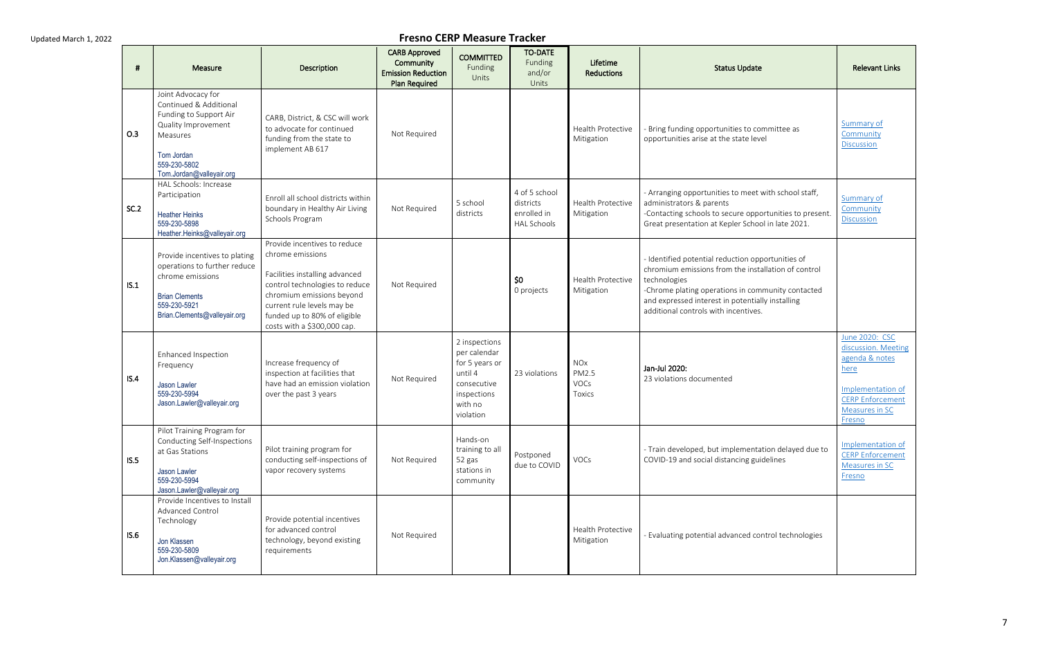Updated March 1, 2022

# Fresno CERP Measure Tracker

| # | Measure | Description | CARB Approved Community Emission Reduction Plan Required | COMMITTED Funding Units | TO-DATE Funding and/or Units | Lifetime Reductions | Status Update | Relevant Links |
|---|---|---|---|---|---|---|---|---|
| O.3 | Joint Advocacy for Continued & Additional Funding to Support Air Quality Improvement Measures<br><br>Tom Jordan<br>559-230-5802<br>Tom.Jordan@valleyair.org | CARB, District, & CSC will work to advocate for continued funding from the state to implement AB 617 | Not Required | | | Health Protective Mitigation | - Bring funding opportunities to committee as opportunities arise at the state level | Summary of Community Discussion |
| SC.2 | HAL Schools: Increase Participation<br><br>Heather Heinks<br>559-230-5898<br>Heather.Heinks@valleyair.org | Enroll all school districts within boundary in Healthy Air Living Schools Program | Not Required | 5 school districts | 4 of 5 school districts enrolled in HAL Schools | Health Protective Mitigation | - Arranging opportunities to meet with school staff, administrators & parents<br>-Contacting schools to secure opportunities to present. Great presentation at Kepler School in late 2021. | Summary of Community Discussion |
| IS.1 | Provide incentives to plating operations to further reduce chrome emissions<br><br>Brian Clements<br>559-230-5921<br>Brian.Clements@valleyair.org | Provide incentives to reduce chrome emissions<br><br>Facilities installing advanced control technologies to reduce chromium emissions beyond current rule levels may be funded up to 80% of eligible costs with a $300,000 cap. | Not Required | | **$0**<br>0 projects | Health Protective Mitigation | - Identified potential reduction opportunities of chromium emissions from the installation of control technologies<br>-Chrome plating operations in community contacted and expressed interest in potentially installing additional controls with incentives. | |
| IS.4 | Enhanced Inspection Frequency<br><br>Jason Lawler<br>559-230-5994<br>Jason.Lawler@valleyair.org | Increase frequency of inspection at facilities that have had an emission violation over the past 3 years | Not Required | 2 inspections per calendar for 5 years or until 4 consecutive inspections with no violation | 23 violations | NOx<br>PM2.5<br>VOCs<br>Toxics | **Jan-Jul 2020:**<br>23 violations documented | June 2020: CSC discussion. Meeting agenda & notes here<br><br>Implementation of CERP Enforcement Measures in SC Fresno |
| IS.5 | Pilot Training Program for Conducting Self-Inspections at Gas Stations<br><br>Jason Lawler<br>559-230-5994<br>Jason.Lawler@valleyair.org | Pilot training program for conducting self-inspections of vapor recovery systems | Not Required | Hands-on training to all 52 gas stations in community | Postponed due to COVID | VOCs | - Train developed, but implementation delayed due to COVID-19 and social distancing guidelines | Implementation of CERP Enforcement Measures in SC Fresno |
| IS.6 | Provide Incentives to Install Advanced Control Technology<br><br>Jon Klassen<br>559-230-5809<br>Jon.Klassen@valleyair.org | Provide potential incentives for advanced control technology, beyond existing requirements | Not Required | | | Health Protective Mitigation | - Evaluating potential advanced control technologies | |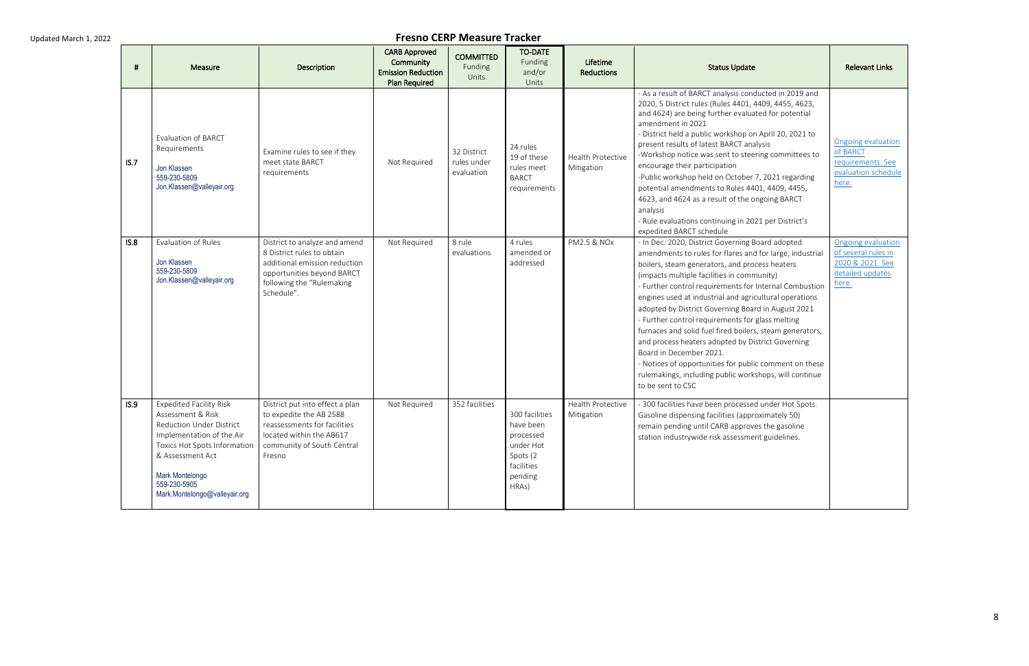Updated March 1, 2022

# Fresno CERP Measure Tracker

| # | Measure | Description | CARB Approved Community Emission Reduction Plan Required | COMMITTED Funding Units | TO-DATE Funding and/or Units | Lifetime Reductions | Status Update | Relevant Links |
|---|---|---|---|---|---|---|---|---|
| IS.7 | Evaluation of BARCT Requirements<br>Jon Klassen<br>559-230-5809<br>Jon.Klassen@valleyair.org | Examine rules to see if they meet state BARCT requirements | Not Required | 32 District rules under evaluation | 24 rules 19 of these rules meet BARCT requirements | Health Protective Mitigation | - As a result of BARCT analysis conducted in 2019 and 2020, 5 District rules (Rules 4401, 4409, 4455, 4623, and 4624) are being further evaluated for potential amendment in 2021<br>- District held a public workshop on April 20, 2021 to present results of latest BARCT analysis<br>-Workshop notice was sent to steering committees to encourage their participation<br>-Public workshop held on October 7, 2021 regarding potential amendments to Rules 4401, 4409, 4455, 4623, and 4624 as a result of the ongoing BARCT analysis<br>- Rule evaluations continuing in 2021 per District's expedited BARCT schedule | Ongoing evaluation of BARCT requirements. See evaluation schedule here. |
| IS.8 | Evaluation of Rules<br>Jon Klassen<br>559-230-5809<br>Jon.Klassen@valleyair.org | District to analyze and amend 8 District rules to obtain additional emission reduction opportunities beyond BARCT following the "Rulemaking Schedule". | Not Required | 8 rule evaluations | 4 rules amended or addressed | PM2.5 & NOx | - In Dec. 2020, District Governing Board adopted amendments to rules for flares and for large, industrial boilers, steam generators, and process heaters (impacts multiple facilities in community)<br>- Further control requirements for Internal Combustion engines used at industrial and agricultural operations adopted by District Governing Board in August 2021<br>- Further control requirements for glass melting furnaces and solid fuel fired boilers, steam generators, and process heaters adopted by District Governing Board in December 2021.<br>- Notices of opportunities for public comment on these rulemakings, including public workshops, will continue to be sent to CSC | Ongoing evaluation of several rules in 2020 & 2021. See detailed updates here. |
| IS.9 | Expedited Facility Risk Assessment & Risk Reduction Under District Implementation of the Air Toxics Hot Spots Information & Assessment Act<br>Mark Montelongo<br>559-230-5905<br>Mark.Montelongo@valleyair.org | District put into effect a plan to expedite the AB 2588 reassessments for facilities located within the AB617 community of South Central Fresno | Not Required | 352 facilities | 300 facilities have been processed under Hot Spots (2 facilities pending HRAs) | Health Protective Mitigation | - 300 facilities have been processed under Hot Spots. Gasoline dispensing facilities (approximately 50) remain pending until CARB approves the gasoline station industrywide risk assessment guidelines. | |